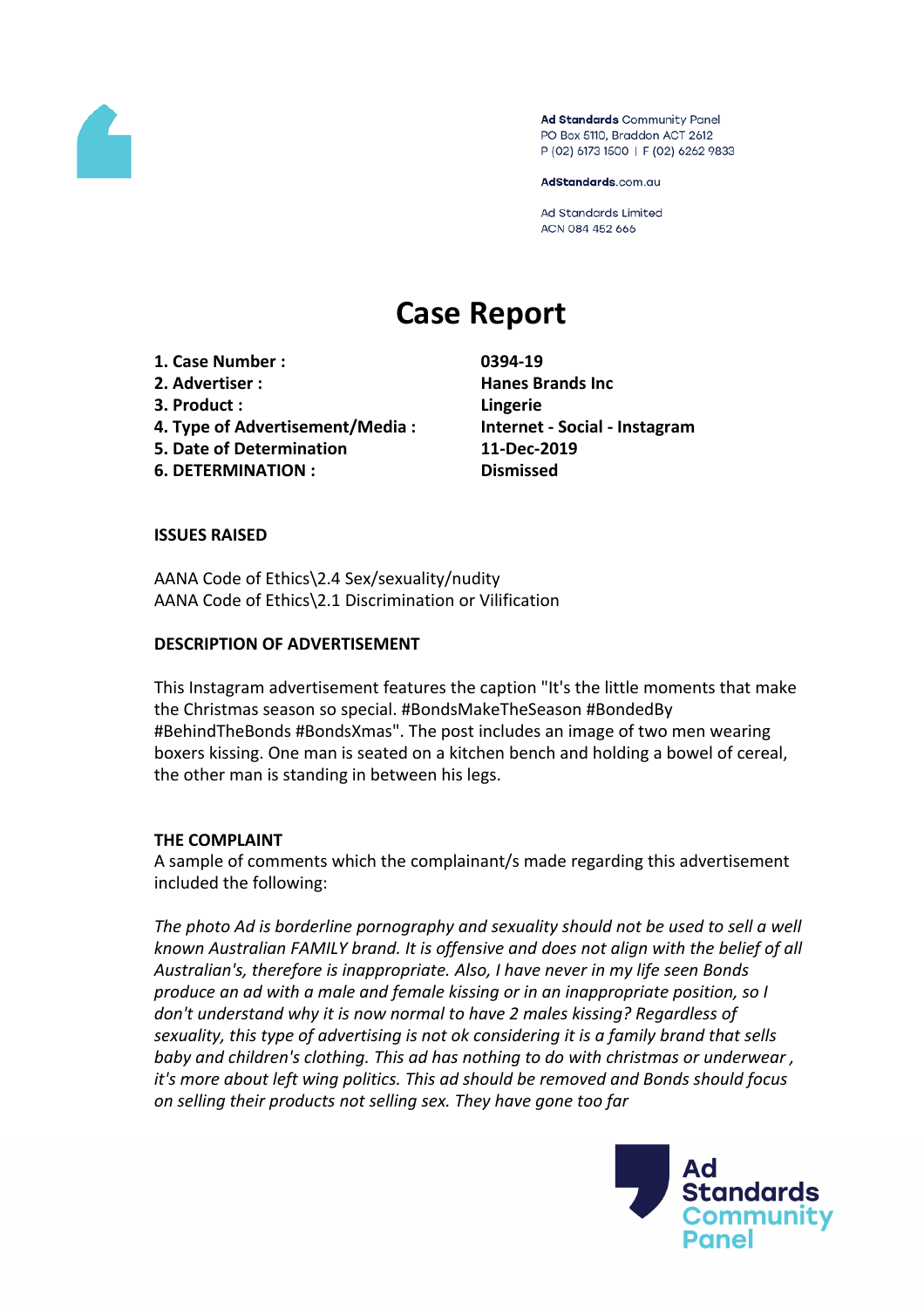Ad Standards Community Panel
PO Box 5110, Braddon ACT 2612
P (02) 6173 1500 | F (02) 6262 9833

AdStandards.com.au

Ad Standards Limited
ACN 084 452 666

# Case Report

| | |
|---|---|
| **1. Case Number :** | **0394-19** |
| **2. Advertiser :** | **Hanes Brands Inc** |
| **3. Product :** | **Lingerie** |
| **4. Type of Advertisement/Media :** | **Internet - Social - Instagram** |
| **5. Date of Determination** | **11-Dec-2019** |
| **6. DETERMINATION :** | **Dismissed** |

**ISSUES RAISED**

AANA Code of Ethics\2.4 Sex/sexuality/nudity
AANA Code of Ethics\2.1 Discrimination or Vilification

**DESCRIPTION OF ADVERTISEMENT**

This Instagram advertisement features the caption "It's the little moments that make the Christmas season so special. #BondsMakeTheSeason #BondedBy #BehindTheBonds #BondsXmas". The post includes an image of two men wearing boxers kissing. One man is seated on a kitchen bench and holding a bowel of cereal, the other man is standing in between his legs.

**THE COMPLAINT**

A sample of comments which the complainant/s made regarding this advertisement included the following:

*The photo Ad is borderline pornography and sexuality should not be used to sell a well known Australian FAMILY brand. It is offensive and does not align with the belief of all Australian's, therefore is inappropriate. Also, I have never in my life seen Bonds produce an ad with a male and female kissing or in an inappropriate position, so I don't understand why it is now normal to have 2 males kissing? Regardless of sexuality, this type of advertising is not ok considering it is a family brand that sells baby and children's clothing. This ad has nothing to do with christmas or underwear , it's more about left wing politics. This ad should be removed and Bonds should focus on selling their products not selling sex. They have gone too far*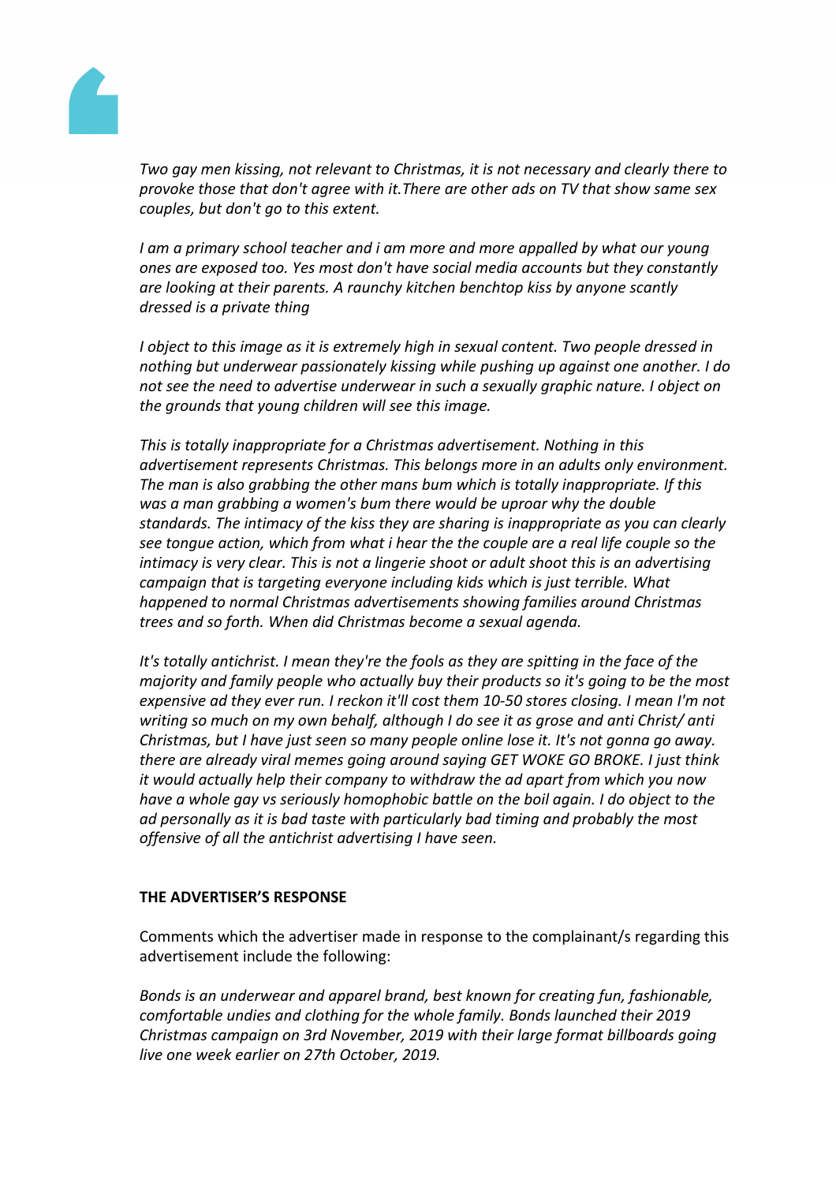*Two gay men kissing, not relevant to Christmas, it is not necessary and clearly there to provoke those that don't agree with it.There are other ads on TV that show same sex couples, but don't go to this extent.*

*I am a primary school teacher and i am more and more appalled by what our young ones are exposed too. Yes most don't have social media accounts but they constantly are looking at their parents. A raunchy kitchen benchtop kiss by anyone scantly dressed is a private thing*

*I object to this image as it is extremely high in sexual content. Two people dressed in nothing but underwear passionately kissing while pushing up against one another. I do not see the need to advertise underwear in such a sexually graphic nature. I object on the grounds that young children will see this image.*

*This is totally inappropriate for a Christmas advertisement. Nothing in this advertisement represents Christmas. This belongs more in an adults only environment. The man is also grabbing the other mans bum which is totally inappropriate. If this was a man grabbing a women's bum there would be uproar why the double standards. The intimacy of the kiss they are sharing is inappropriate as you can clearly see tongue action, which from what i hear the the couple are a real life couple so the intimacy is very clear. This is not a lingerie shoot or adult shoot this is an advertising campaign that is targeting everyone including kids which is just terrible. What happened to normal Christmas advertisements showing families around Christmas trees and so forth. When did Christmas become a sexual agenda.*

*It's totally antichrist. I mean they're the fools as they are spitting in the face of the majority and family people who actually buy their products so it's going to be the most expensive ad they ever run. I reckon it'll cost them 10-50 stores closing. I mean I'm not writing so much on my own behalf, although I do see it as grose and anti Christ/ anti Christmas, but I have just seen so many people online lose it. It's not gonna go away. there are already viral memes going around saying GET WOKE GO BROKE. I just think it would actually help their company to withdraw the ad apart from which you now have a whole gay vs seriously homophobic battle on the boil again. I do object to the ad personally as it is bad taste with particularly bad timing and probably the most offensive of all the antichrist advertising I have seen.*

**THE ADVERTISER'S RESPONSE**

Comments which the advertiser made in response to the complainant/s regarding this advertisement include the following:

*Bonds is an underwear and apparel brand, best known for creating fun, fashionable, comfortable undies and clothing for the whole family. Bonds launched their 2019 Christmas campaign on 3rd November, 2019 with their large format billboards going live one week earlier on 27th October, 2019.*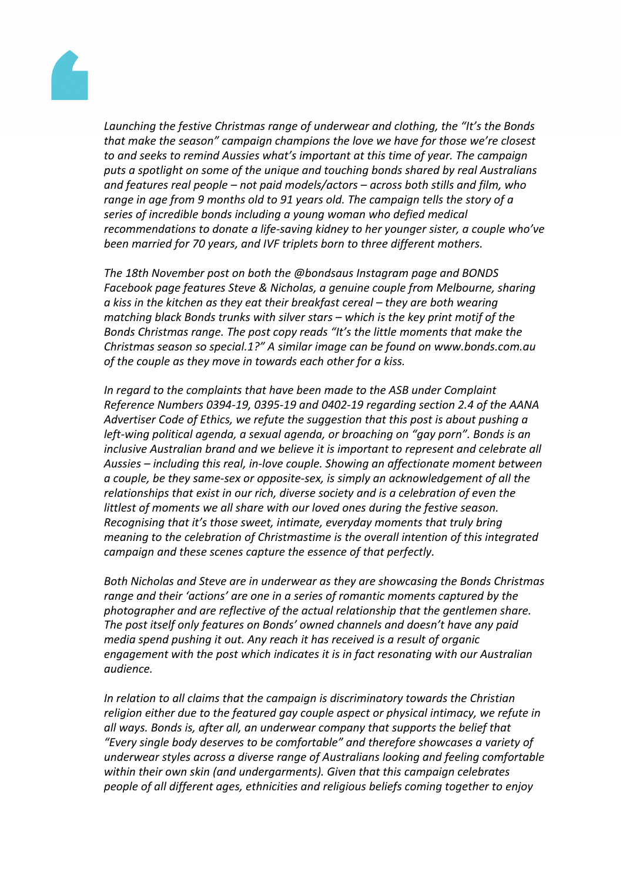*Launching the festive Christmas range of underwear and clothing, the "It's the Bonds that make the season" campaign champions the love we have for those we're closest to and seeks to remind Aussies what's important at this time of year. The campaign puts a spotlight on some of the unique and touching bonds shared by real Australians and features real people – not paid models/actors – across both stills and film, who range in age from 9 months old to 91 years old. The campaign tells the story of a series of incredible bonds including a young woman who defied medical recommendations to donate a life-saving kidney to her younger sister, a couple who've been married for 70 years, and IVF triplets born to three different mothers.*

*The 18th November post on both the @bondsaus Instagram page and BONDS Facebook page features Steve & Nicholas, a genuine couple from Melbourne, sharing a kiss in the kitchen as they eat their breakfast cereal – they are both wearing matching black Bonds trunks with silver stars – which is the key print motif of the Bonds Christmas range. The post copy reads "It's the little moments that make the Christmas season so special.1?" A similar image can be found on www.bonds.com.au of the couple as they move in towards each other for a kiss.*

*In regard to the complaints that have been made to the ASB under Complaint Reference Numbers 0394-19, 0395-19 and 0402-19 regarding section 2.4 of the AANA Advertiser Code of Ethics, we refute the suggestion that this post is about pushing a left-wing political agenda, a sexual agenda, or broaching on "gay porn". Bonds is an inclusive Australian brand and we believe it is important to represent and celebrate all Aussies – including this real, in-love couple. Showing an affectionate moment between a couple, be they same-sex or opposite-sex, is simply an acknowledgement of all the relationships that exist in our rich, diverse society and is a celebration of even the littlest of moments we all share with our loved ones during the festive season. Recognising that it's those sweet, intimate, everyday moments that truly bring meaning to the celebration of Christmastime is the overall intention of this integrated campaign and these scenes capture the essence of that perfectly.*

*Both Nicholas and Steve are in underwear as they are showcasing the Bonds Christmas range and their 'actions' are one in a series of romantic moments captured by the photographer and are reflective of the actual relationship that the gentlemen share. The post itself only features on Bonds' owned channels and doesn't have any paid media spend pushing it out. Any reach it has received is a result of organic engagement with the post which indicates it is in fact resonating with our Australian audience.*

*In relation to all claims that the campaign is discriminatory towards the Christian religion either due to the featured gay couple aspect or physical intimacy, we refute in all ways. Bonds is, after all, an underwear company that supports the belief that "Every single body deserves to be comfortable" and therefore showcases a variety of underwear styles across a diverse range of Australians looking and feeling comfortable within their own skin (and undergarments). Given that this campaign celebrates people of all different ages, ethnicities and religious beliefs coming together to enjoy*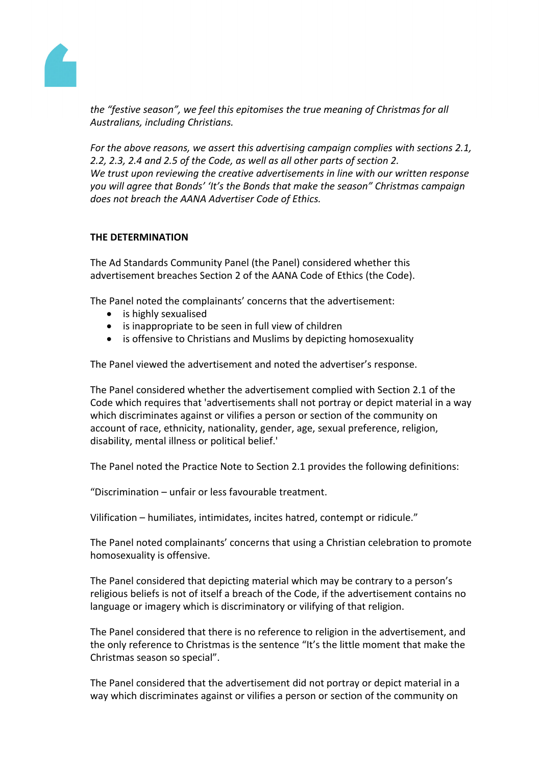*the “festive season”, we feel this epitomises the true meaning of Christmas for all Australians, including Christians.*

*For the above reasons, we assert this advertising campaign complies with sections 2.1, 2.2, 2.3, 2.4 and 2.5 of the Code, as well as all other parts of section 2.*
*We trust upon reviewing the creative advertisements in line with our written response you will agree that Bonds' 'It's the Bonds that make the season" Christmas campaign does not breach the AANA Advertiser Code of Ethics.*

**THE DETERMINATION**

The Ad Standards Community Panel (the Panel) considered whether this advertisement breaches Section 2 of the AANA Code of Ethics (the Code).

The Panel noted the complainants' concerns that the advertisement:

- is highly sexualised
- is inappropriate to be seen in full view of children
- is offensive to Christians and Muslims by depicting homosexuality

The Panel viewed the advertisement and noted the advertiser's response.

The Panel considered whether the advertisement complied with Section 2.1 of the Code which requires that 'advertisements shall not portray or depict material in a way which discriminates against or vilifies a person or section of the community on account of race, ethnicity, nationality, gender, age, sexual preference, religion, disability, mental illness or political belief.'

The Panel noted the Practice Note to Section 2.1 provides the following definitions:

“Discrimination – unfair or less favourable treatment.

Vilification – humiliates, intimidates, incites hatred, contempt or ridicule.”

The Panel noted complainants' concerns that using a Christian celebration to promote homosexuality is offensive.

The Panel considered that depicting material which may be contrary to a person's religious beliefs is not of itself a breach of the Code, if the advertisement contains no language or imagery which is discriminatory or vilifying of that religion.

The Panel considered that there is no reference to religion in the advertisement, and the only reference to Christmas is the sentence “It's the little moment that make the Christmas season so special”.

The Panel considered that the advertisement did not portray or depict material in a way which discriminates against or vilifies a person or section of the community on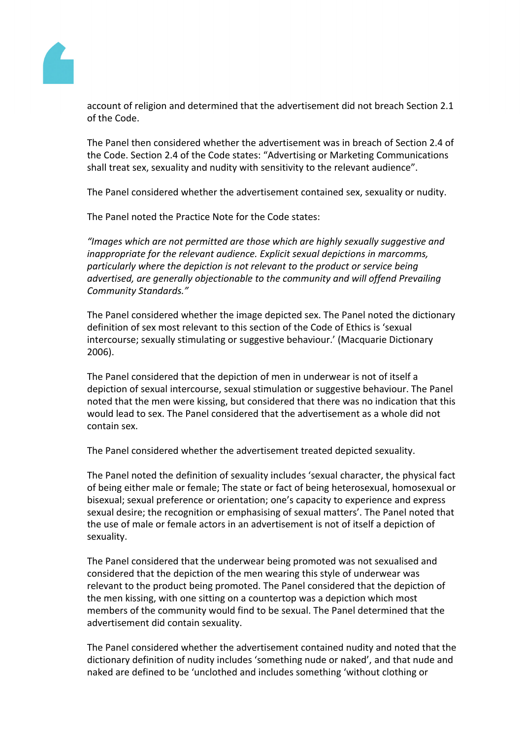account of religion and determined that the advertisement did not breach Section 2.1 of the Code.

The Panel then considered whether the advertisement was in breach of Section 2.4 of the Code. Section 2.4 of the Code states: "Advertising or Marketing Communications shall treat sex, sexuality and nudity with sensitivity to the relevant audience".

The Panel considered whether the advertisement contained sex, sexuality or nudity.

The Panel noted the Practice Note for the Code states:

*"Images which are not permitted are those which are highly sexually suggestive and inappropriate for the relevant audience. Explicit sexual depictions in marcomms, particularly where the depiction is not relevant to the product or service being advertised, are generally objectionable to the community and will offend Prevailing Community Standards."*

The Panel considered whether the image depicted sex. The Panel noted the dictionary definition of sex most relevant to this section of the Code of Ethics is 'sexual intercourse; sexually stimulating or suggestive behaviour.' (Macquarie Dictionary 2006).

The Panel considered that the depiction of men in underwear is not of itself a depiction of sexual intercourse, sexual stimulation or suggestive behaviour. The Panel noted that the men were kissing, but considered that there was no indication that this would lead to sex. The Panel considered that the advertisement as a whole did not contain sex.

The Panel considered whether the advertisement treated depicted sexuality.

The Panel noted the definition of sexuality includes 'sexual character, the physical fact of being either male or female; The state or fact of being heterosexual, homosexual or bisexual; sexual preference or orientation; one's capacity to experience and express sexual desire; the recognition or emphasising of sexual matters'. The Panel noted that the use of male or female actors in an advertisement is not of itself a depiction of sexuality.

The Panel considered that the underwear being promoted was not sexualised and considered that the depiction of the men wearing this style of underwear was relevant to the product being promoted. The Panel considered that the depiction of the men kissing, with one sitting on a countertop was a depiction which most members of the community would find to be sexual. The Panel determined that the advertisement did contain sexuality.

The Panel considered whether the advertisement contained nudity and noted that the dictionary definition of nudity includes 'something nude or naked', and that nude and naked are defined to be 'unclothed and includes something 'without clothing or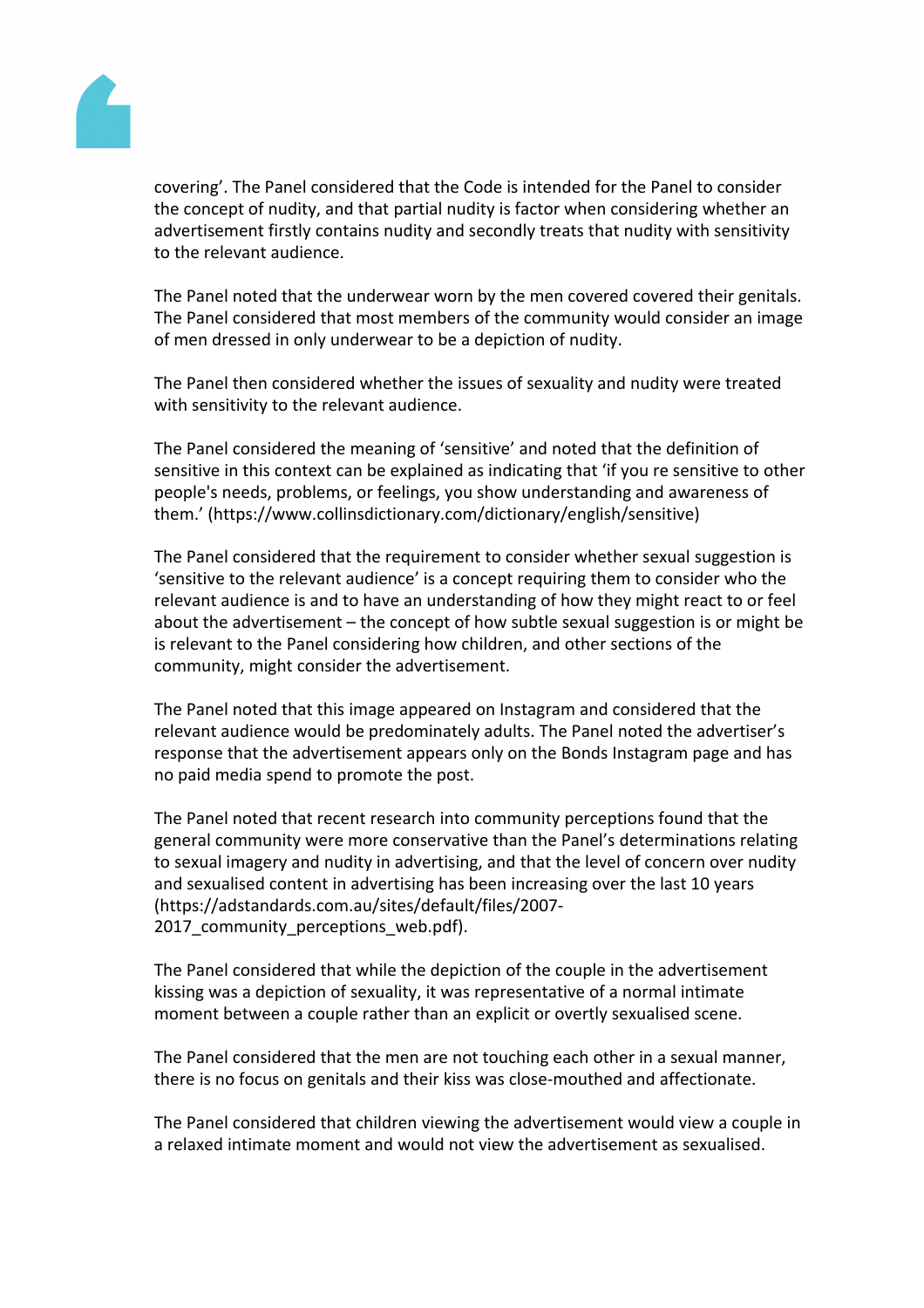covering'. The Panel considered that the Code is intended for the Panel to consider the concept of nudity, and that partial nudity is factor when considering whether an advertisement firstly contains nudity and secondly treats that nudity with sensitivity to the relevant audience.

The Panel noted that the underwear worn by the men covered covered their genitals. The Panel considered that most members of the community would consider an image of men dressed in only underwear to be a depiction of nudity.

The Panel then considered whether the issues of sexuality and nudity were treated with sensitivity to the relevant audience.

The Panel considered the meaning of 'sensitive' and noted that the definition of sensitive in this context can be explained as indicating that 'if you re sensitive to other people's needs, problems, or feelings, you show understanding and awareness of them.' (https://www.collinsdictionary.com/dictionary/english/sensitive)

The Panel considered that the requirement to consider whether sexual suggestion is 'sensitive to the relevant audience' is a concept requiring them to consider who the relevant audience is and to have an understanding of how they might react to or feel about the advertisement – the concept of how subtle sexual suggestion is or might be is relevant to the Panel considering how children, and other sections of the community, might consider the advertisement.

The Panel noted that this image appeared on Instagram and considered that the relevant audience would be predominately adults. The Panel noted the advertiser's response that the advertisement appears only on the Bonds Instagram page and has no paid media spend to promote the post.

The Panel noted that recent research into community perceptions found that the general community were more conservative than the Panel's determinations relating to sexual imagery and nudity in advertising, and that the level of concern over nudity and sexualised content in advertising has been increasing over the last 10 years (https://adstandards.com.au/sites/default/files/2007-2017_community_perceptions_web.pdf).

The Panel considered that while the depiction of the couple in the advertisement kissing was a depiction of sexuality, it was representative of a normal intimate moment between a couple rather than an explicit or overtly sexualised scene.

The Panel considered that the men are not touching each other in a sexual manner, there is no focus on genitals and their kiss was close-mouthed and affectionate.

The Panel considered that children viewing the advertisement would view a couple in a relaxed intimate moment and would not view the advertisement as sexualised.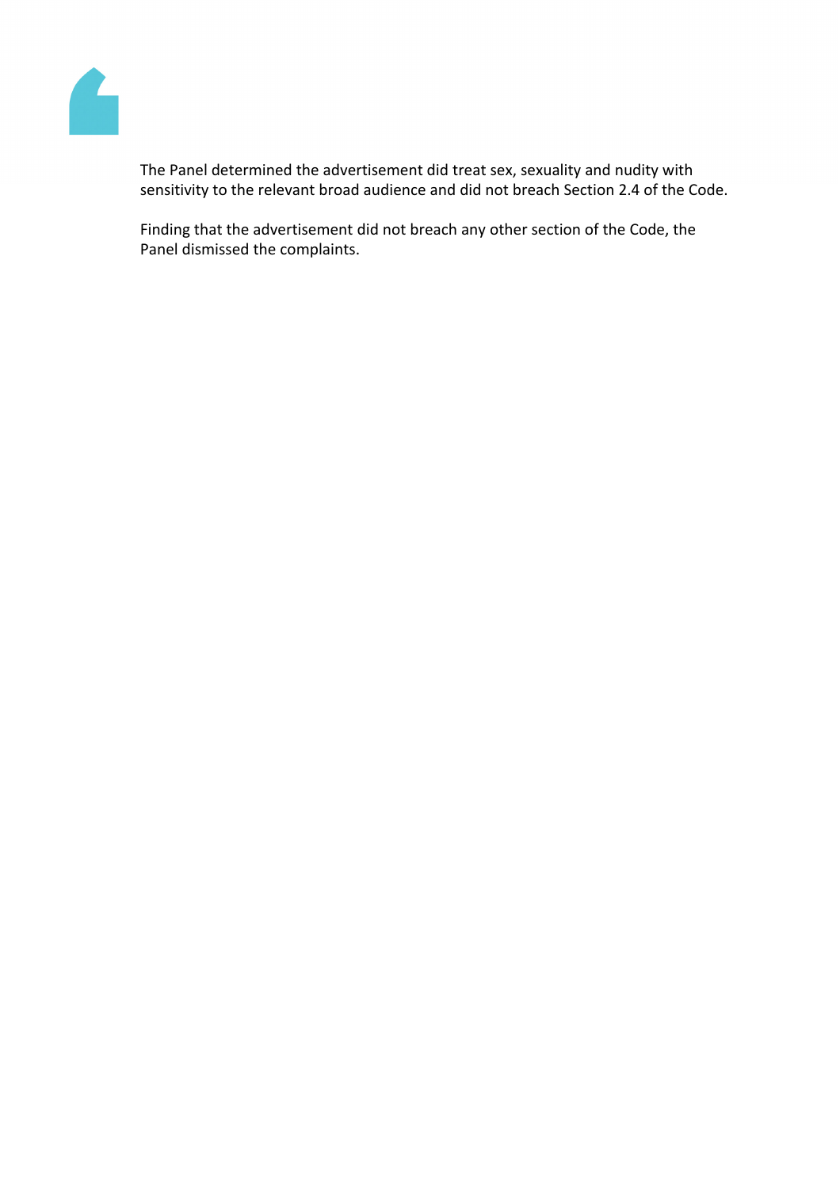The Panel determined the advertisement did treat sex, sexuality and nudity with sensitivity to the relevant broad audience and did not breach Section 2.4 of the Code.

Finding that the advertisement did not breach any other section of the Code, the Panel dismissed the complaints.